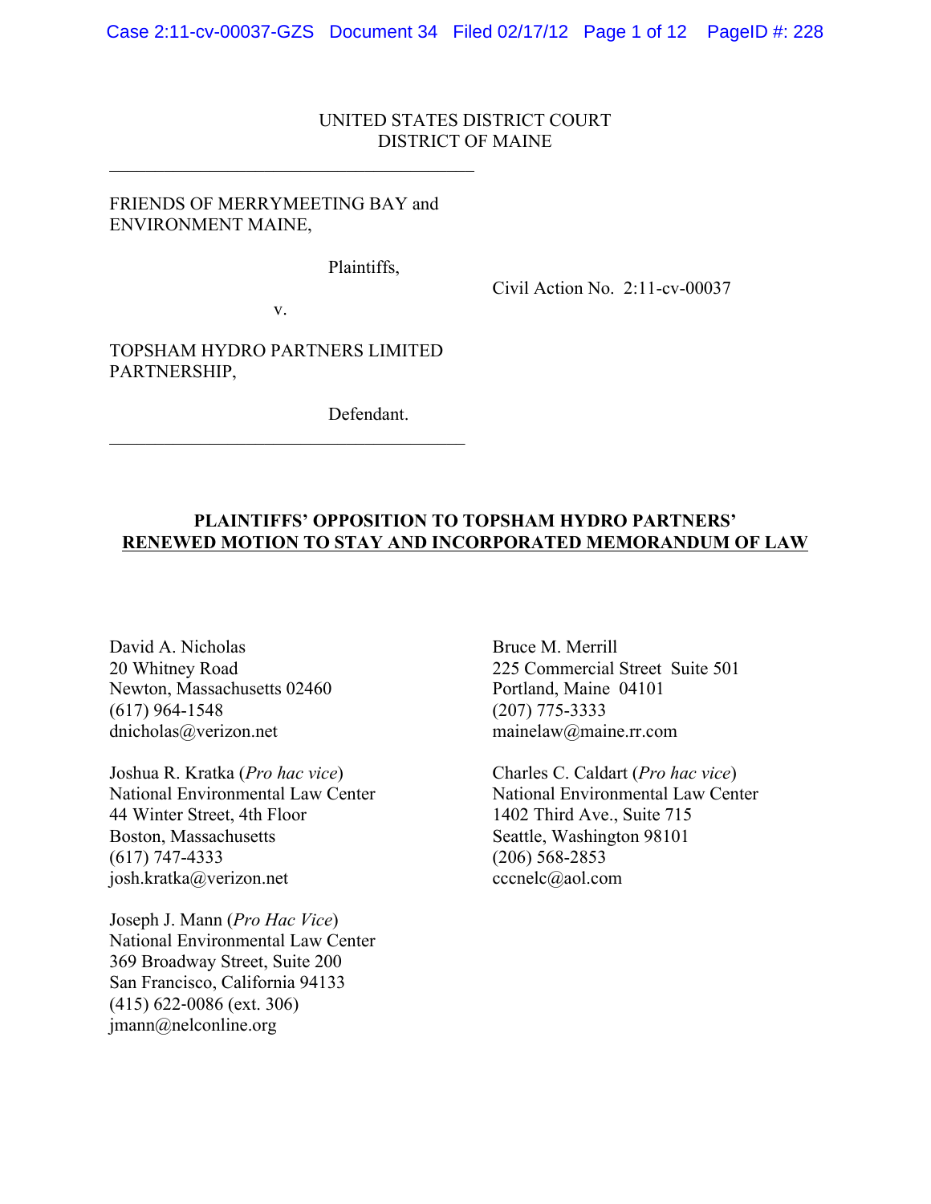UNITED STATES DISTRICT COURT
DISTRICT OF MAINE

FRIENDS OF MERRYMEETING BAY and ENVIRONMENT MAINE,

Plaintiffs,

v.

TOPSHAM HYDRO PARTNERS LIMITED PARTNERSHIP,

Defendant.

Civil Action No. 2:11-cv-00037

**PLAINTIFFS' OPPOSITION TO TOPSHAM HYDRO PARTNERS' RENEWED MOTION TO STAY AND INCORPORATED MEMORANDUM OF LAW**

David A. Nicholas
20 Whitney Road
Newton, Massachusetts 02460
(617) 964-1548
dnicholas@verizon.net

Joshua R. Kratka (*Pro hac vice*)
National Environmental Law Center
44 Winter Street, 4th Floor
Boston, Massachusetts
(617) 747-4333
josh.kratka@verizon.net

Joseph J. Mann (*Pro Hac Vice*)
National Environmental Law Center
369 Broadway Street, Suite 200
San Francisco, California 94133
(415) 622-0086 (ext. 306)
jmann@nelconline.org

Bruce M. Merrill
225 Commercial Street Suite 501
Portland, Maine 04101
(207) 775-3333
mainelaw@maine.rr.com

Charles C. Caldart (*Pro hac vice*)
National Environmental Law Center
1402 Third Ave., Suite 715
Seattle, Washington 98101
(206) 568-2853
cccnelc@aol.com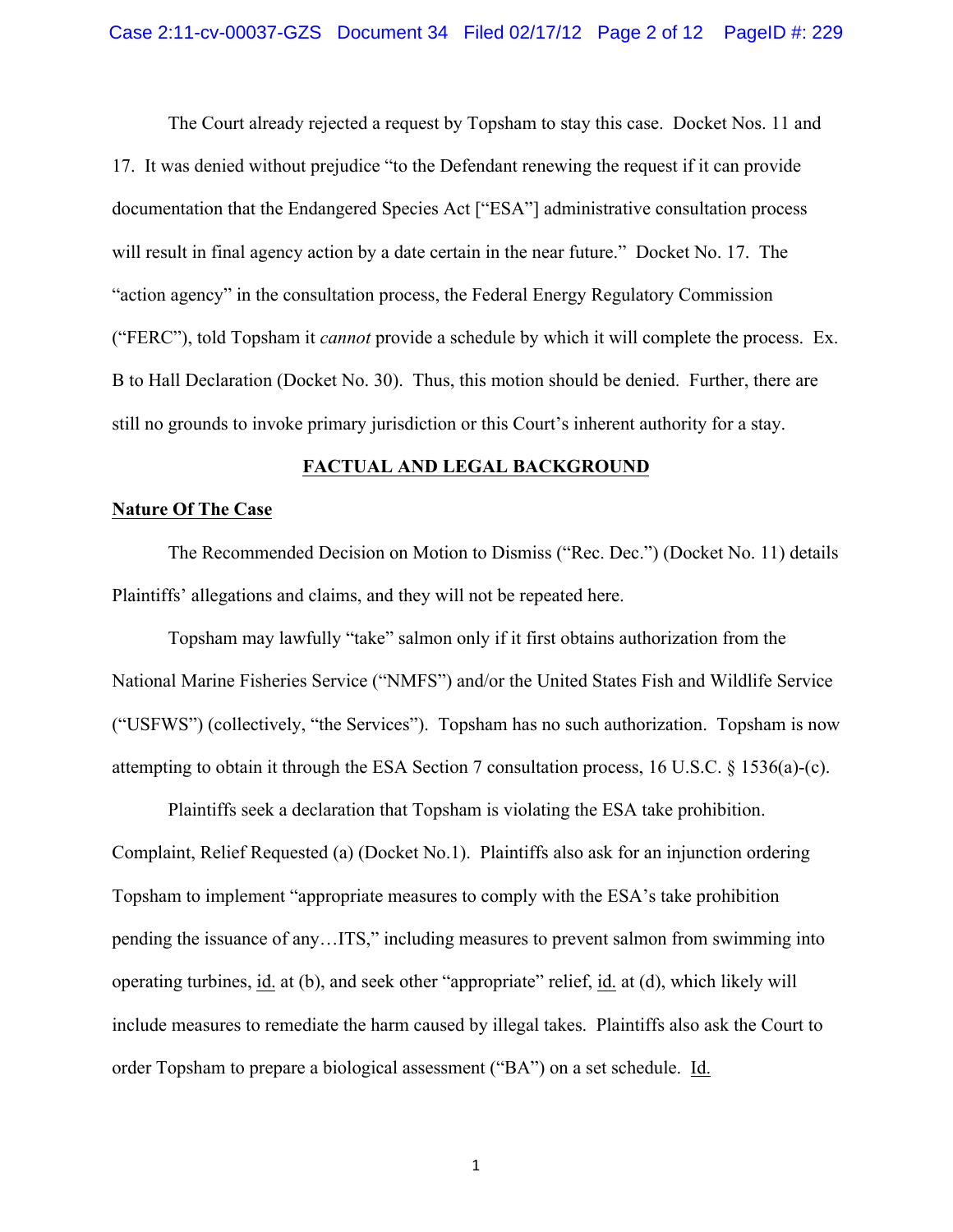The Court already rejected a request by Topsham to stay this case. Docket Nos. 11 and 17. It was denied without prejudice "to the Defendant renewing the request if it can provide documentation that the Endangered Species Act ["ESA"] administrative consultation process will result in final agency action by a date certain in the near future." Docket No. 17. The "action agency" in the consultation process, the Federal Energy Regulatory Commission ("FERC"), told Topsham it *cannot* provide a schedule by which it will complete the process. Ex. B to Hall Declaration (Docket No. 30). Thus, this motion should be denied. Further, there are still no grounds to invoke primary jurisdiction or this Court's inherent authority for a stay.

## FACTUAL AND LEGAL BACKGROUND

### Nature Of The Case

The Recommended Decision on Motion to Dismiss ("Rec. Dec.") (Docket No. 11) details Plaintiffs' allegations and claims, and they will not be repeated here.

Topsham may lawfully "take" salmon only if it first obtains authorization from the National Marine Fisheries Service ("NMFS") and/or the United States Fish and Wildlife Service ("USFWS") (collectively, "the Services"). Topsham has no such authorization. Topsham is now attempting to obtain it through the ESA Section 7 consultation process, 16 U.S.C. § 1536(a)-(c).

Plaintiffs seek a declaration that Topsham is violating the ESA take prohibition. Complaint, Relief Requested (a) (Docket No.1). Plaintiffs also ask for an injunction ordering Topsham to implement "appropriate measures to comply with the ESA's take prohibition pending the issuance of any…ITS," including measures to prevent salmon from swimming into operating turbines, id. at (b), and seek other "appropriate" relief, id. at (d), which likely will include measures to remediate the harm caused by illegal takes. Plaintiffs also ask the Court to order Topsham to prepare a biological assessment ("BA") on a set schedule. Id.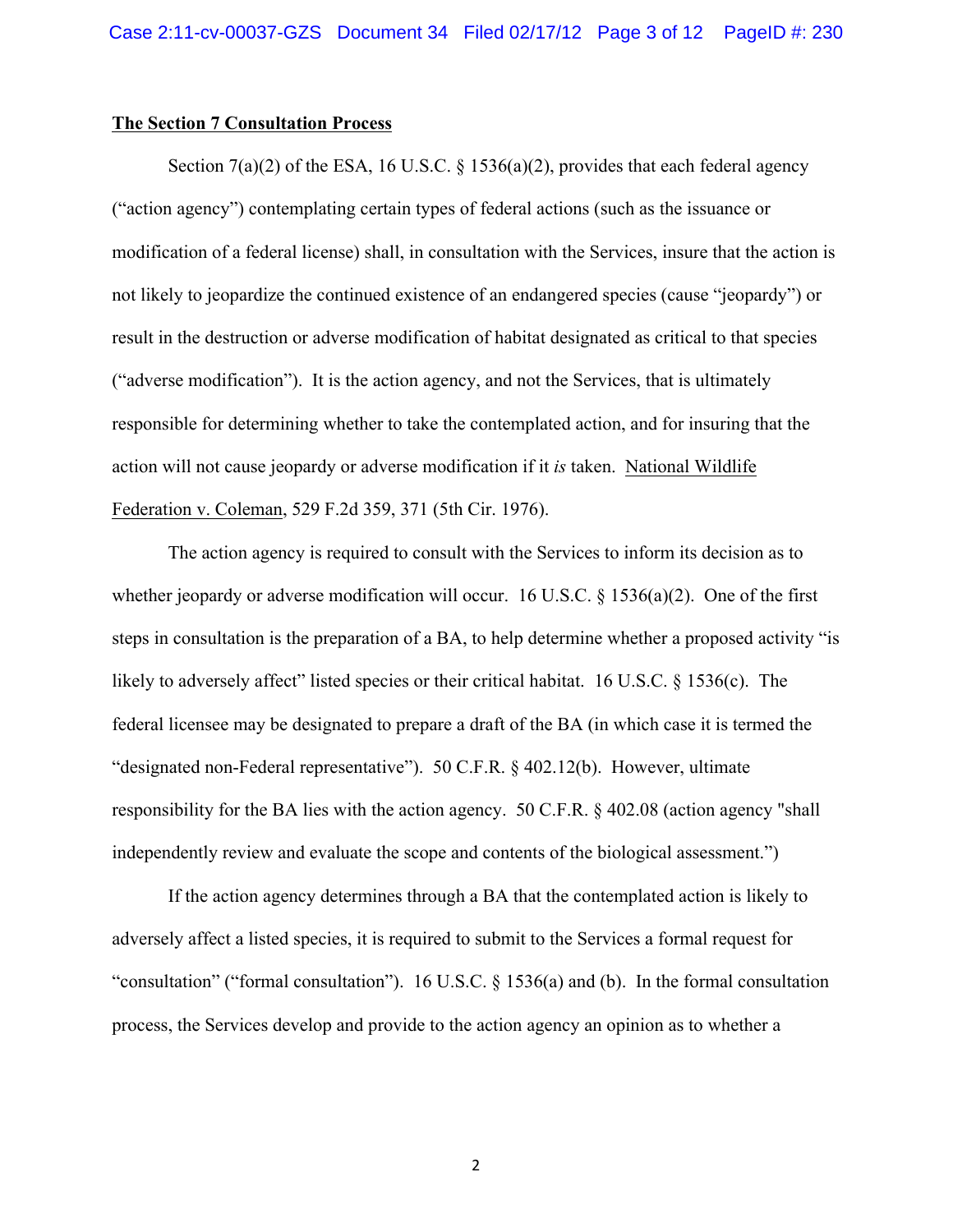**The Section 7 Consultation Process**

Section 7(a)(2) of the ESA, 16 U.S.C. § 1536(a)(2), provides that each federal agency ("action agency") contemplating certain types of federal actions (such as the issuance or modification of a federal license) shall, in consultation with the Services, insure that the action is not likely to jeopardize the continued existence of an endangered species (cause "jeopardy") or result in the destruction or adverse modification of habitat designated as critical to that species ("adverse modification"). It is the action agency, and not the Services, that is ultimately responsible for determining whether to take the contemplated action, and for insuring that the action will not cause jeopardy or adverse modification if it *is* taken. National Wildlife Federation v. Coleman, 529 F.2d 359, 371 (5th Cir. 1976).

The action agency is required to consult with the Services to inform its decision as to whether jeopardy or adverse modification will occur. 16 U.S.C. § 1536(a)(2). One of the first steps in consultation is the preparation of a BA, to help determine whether a proposed activity "is likely to adversely affect" listed species or their critical habitat. 16 U.S.C. § 1536(c). The federal licensee may be designated to prepare a draft of the BA (in which case it is termed the "designated non-Federal representative"). 50 C.F.R. § 402.12(b). However, ultimate responsibility for the BA lies with the action agency. 50 C.F.R. § 402.08 (action agency "shall independently review and evaluate the scope and contents of the biological assessment.")

If the action agency determines through a BA that the contemplated action is likely to adversely affect a listed species, it is required to submit to the Services a formal request for "consultation" ("formal consultation"). 16 U.S.C. § 1536(a) and (b). In the formal consultation process, the Services develop and provide to the action agency an opinion as to whether a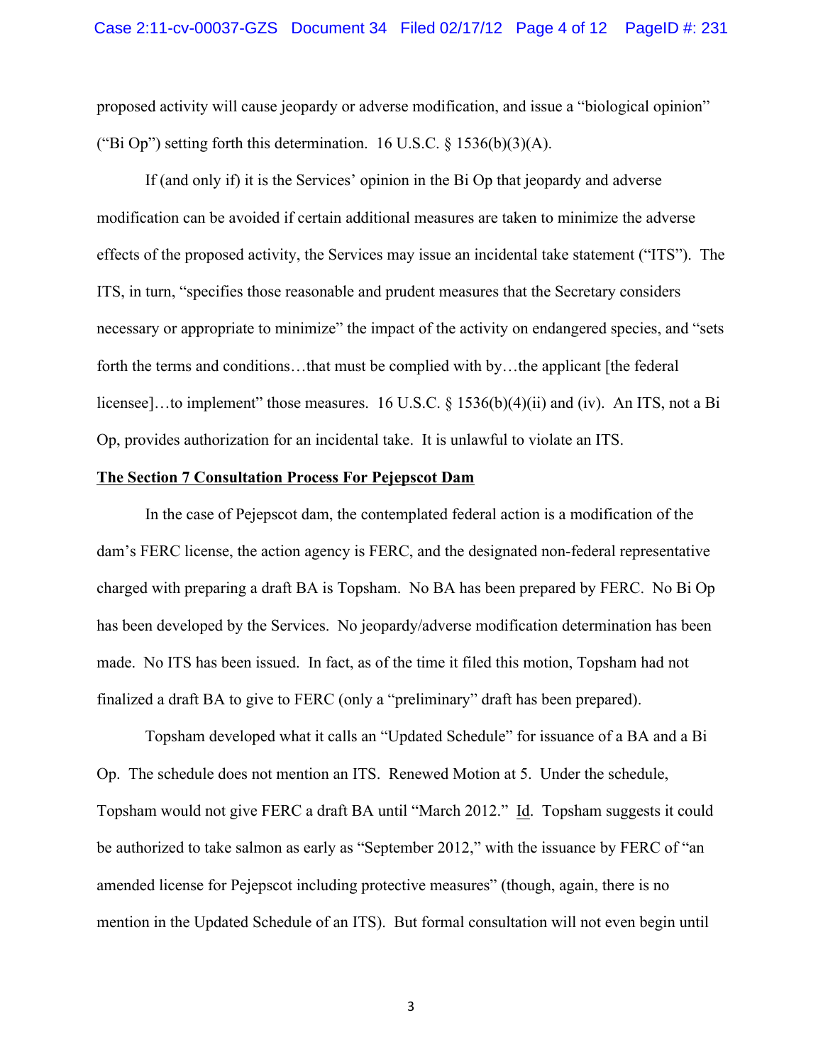proposed activity will cause jeopardy or adverse modification, and issue a "biological opinion" ("Bi Op") setting forth this determination. 16 U.S.C. § 1536(b)(3)(A).

If (and only if) it is the Services' opinion in the Bi Op that jeopardy and adverse modification can be avoided if certain additional measures are taken to minimize the adverse effects of the proposed activity, the Services may issue an incidental take statement ("ITS"). The ITS, in turn, "specifies those reasonable and prudent measures that the Secretary considers necessary or appropriate to minimize" the impact of the activity on endangered species, and "sets forth the terms and conditions…that must be complied with by…the applicant [the federal licensee]…to implement" those measures. 16 U.S.C. § 1536(b)(4)(ii) and (iv). An ITS, not a Bi Op, provides authorization for an incidental take. It is unlawful to violate an ITS.

**The Section 7 Consultation Process For Pejepscot Dam**

In the case of Pejepscot dam, the contemplated federal action is a modification of the dam's FERC license, the action agency is FERC, and the designated non-federal representative charged with preparing a draft BA is Topsham. No BA has been prepared by FERC. No Bi Op has been developed by the Services. No jeopardy/adverse modification determination has been made. No ITS has been issued. In fact, as of the time it filed this motion, Topsham had not finalized a draft BA to give to FERC (only a "preliminary" draft has been prepared).

Topsham developed what it calls an "Updated Schedule" for issuance of a BA and a Bi Op. The schedule does not mention an ITS. Renewed Motion at 5. Under the schedule, Topsham would not give FERC a draft BA until "March 2012." Id. Topsham suggests it could be authorized to take salmon as early as "September 2012," with the issuance by FERC of "an amended license for Pejepscot including protective measures" (though, again, there is no mention in the Updated Schedule of an ITS). But formal consultation will not even begin until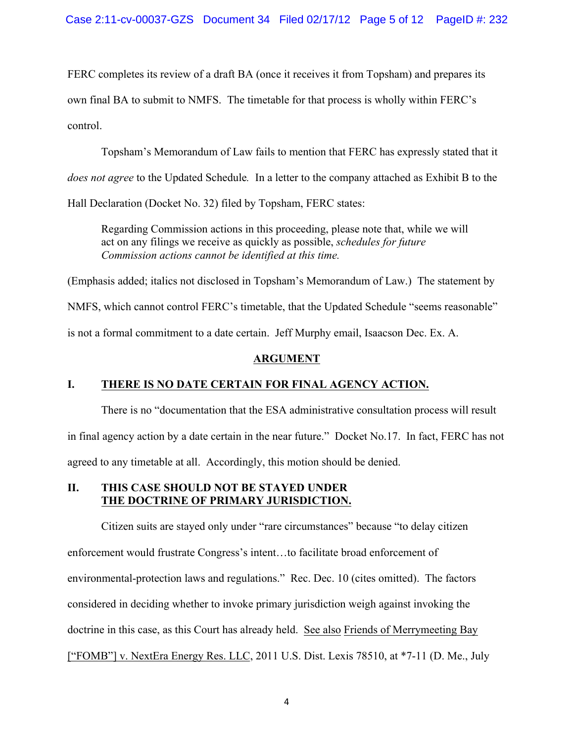FERC completes its review of a draft BA (once it receives it from Topsham) and prepares its own final BA to submit to NMFS. The timetable for that process is wholly within FERC's control.

Topsham's Memorandum of Law fails to mention that FERC has expressly stated that it *does not agree* to the Updated Schedule*.* In a letter to the company attached as Exhibit B to the Hall Declaration (Docket No. 32) filed by Topsham, FERC states:

> Regarding Commission actions in this proceeding, please note that, while we will act on any filings we receive as quickly as possible, *schedules for future Commission actions cannot be identified at this time.*

(Emphasis added; italics not disclosed in Topsham's Memorandum of Law.) The statement by NMFS, which cannot control FERC's timetable, that the Updated Schedule "seems reasonable" is not a formal commitment to a date certain. Jeff Murphy email, Isaacson Dec. Ex. A.

## ARGUMENT

### I. THERE IS NO DATE CERTAIN FOR FINAL AGENCY ACTION.

There is no "documentation that the ESA administrative consultation process will result in final agency action by a date certain in the near future." Docket No.17. In fact, FERC has not agreed to any timetable at all. Accordingly, this motion should be denied.

### II. THIS CASE SHOULD NOT BE STAYED UNDER THE DOCTRINE OF PRIMARY JURISDICTION.

Citizen suits are stayed only under "rare circumstances" because "to delay citizen enforcement would frustrate Congress's intent…to facilitate broad enforcement of environmental-protection laws and regulations." Rec. Dec. 10 (cites omitted). The factors considered in deciding whether to invoke primary jurisdiction weigh against invoking the doctrine in this case, as this Court has already held. See also Friends of Merrymeeting Bay ["FOMB"] v. NextEra Energy Res. LLC, 2011 U.S. Dist. Lexis 78510, at *7-11 (D. Me., July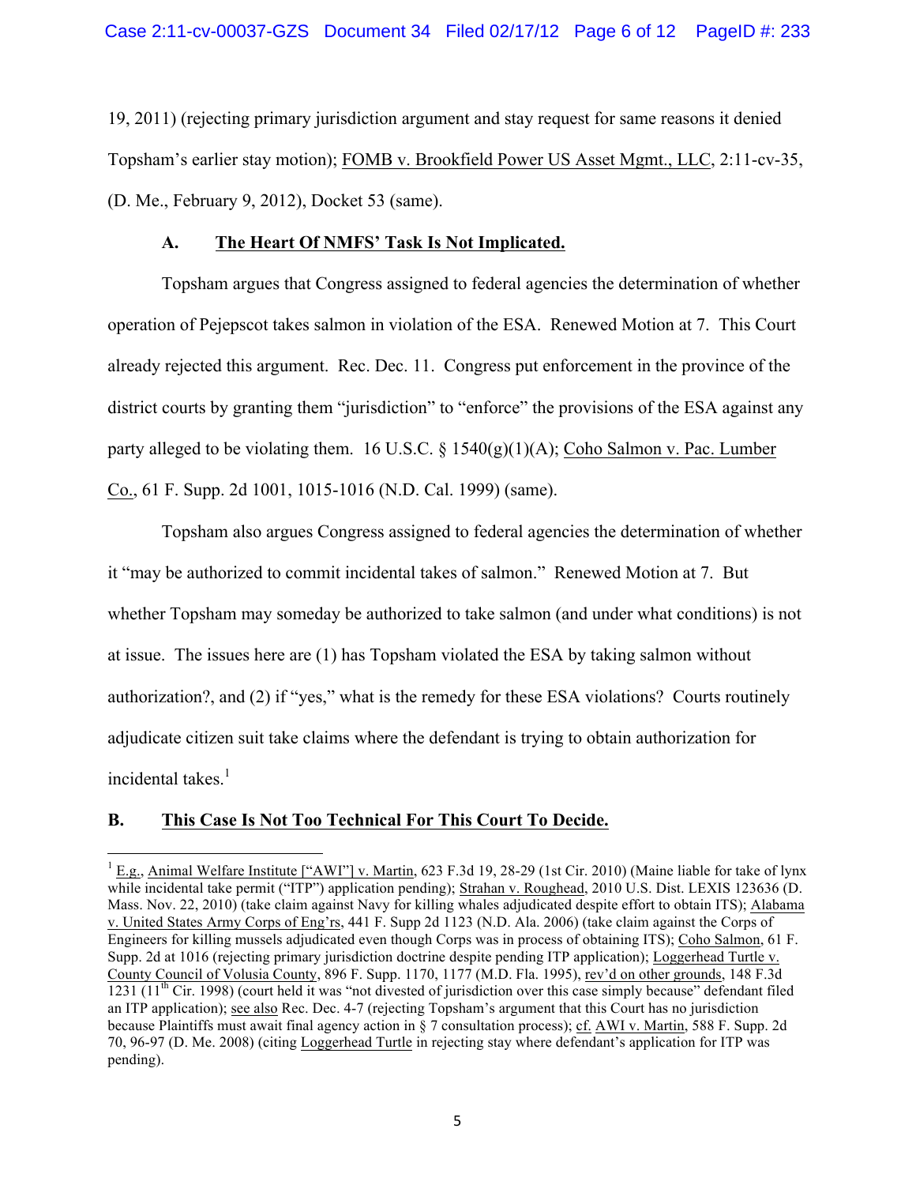19, 2011) (rejecting primary jurisdiction argument and stay request for same reasons it denied Topsham's earlier stay motion); FOMB v. Brookfield Power US Asset Mgmt., LLC, 2:11-cv-35, (D. Me., February 9, 2012), Docket 53 (same).

### A. The Heart Of NMFS' Task Is Not Implicated.

Topsham argues that Congress assigned to federal agencies the determination of whether operation of Pejepscot takes salmon in violation of the ESA. Renewed Motion at 7. This Court already rejected this argument. Rec. Dec. 11. Congress put enforcement in the province of the district courts by granting them "jurisdiction" to "enforce" the provisions of the ESA against any party alleged to be violating them. 16 U.S.C. § 1540(g)(1)(A); Coho Salmon v. Pac. Lumber Co., 61 F. Supp. 2d 1001, 1015-1016 (N.D. Cal. 1999) (same).

Topsham also argues Congress assigned to federal agencies the determination of whether it "may be authorized to commit incidental takes of salmon." Renewed Motion at 7. But whether Topsham may someday be authorized to take salmon (and under what conditions) is not at issue. The issues here are (1) has Topsham violated the ESA by taking salmon without authorization?, and (2) if "yes," what is the remedy for these ESA violations? Courts routinely adjudicate citizen suit take claims where the defendant is trying to obtain authorization for incidental takes.[1]

### B. This Case Is Not Too Technical For This Court To Decide.

---

[1] E.g., Animal Welfare Institute ["AWI"] v. Martin, 623 F.3d 19, 28-29 (1st Cir. 2010) (Maine liable for take of lynx while incidental take permit ("ITP") application pending); Strahan v. Roughead, 2010 U.S. Dist. LEXIS 123636 (D. Mass. Nov. 22, 2010) (take claim against Navy for killing whales adjudicated despite effort to obtain ITS); Alabama v. United States Army Corps of Eng'rs, 441 F. Supp 2d 1123 (N.D. Ala. 2006) (take claim against the Corps of Engineers for killing mussels adjudicated even though Corps was in process of obtaining ITS); Coho Salmon, 61 F. Supp. 2d at 1016 (rejecting primary jurisdiction doctrine despite pending ITP application); Loggerhead Turtle v. County Council of Volusia County, 896 F. Supp. 1170, 1177 (M.D. Fla. 1995), rev'd on other grounds, 148 F.3d 1231 (11th Cir. 1998) (court held it was "not divested of jurisdiction over this case simply because" defendant filed an ITP application); see also Rec. Dec. 4-7 (rejecting Topsham's argument that this Court has no jurisdiction because Plaintiffs must await final agency action in § 7 consultation process); cf. AWI v. Martin, 588 F. Supp. 2d 70, 96-97 (D. Me. 2008) (citing Loggerhead Turtle in rejecting stay where defendant's application for ITP was pending).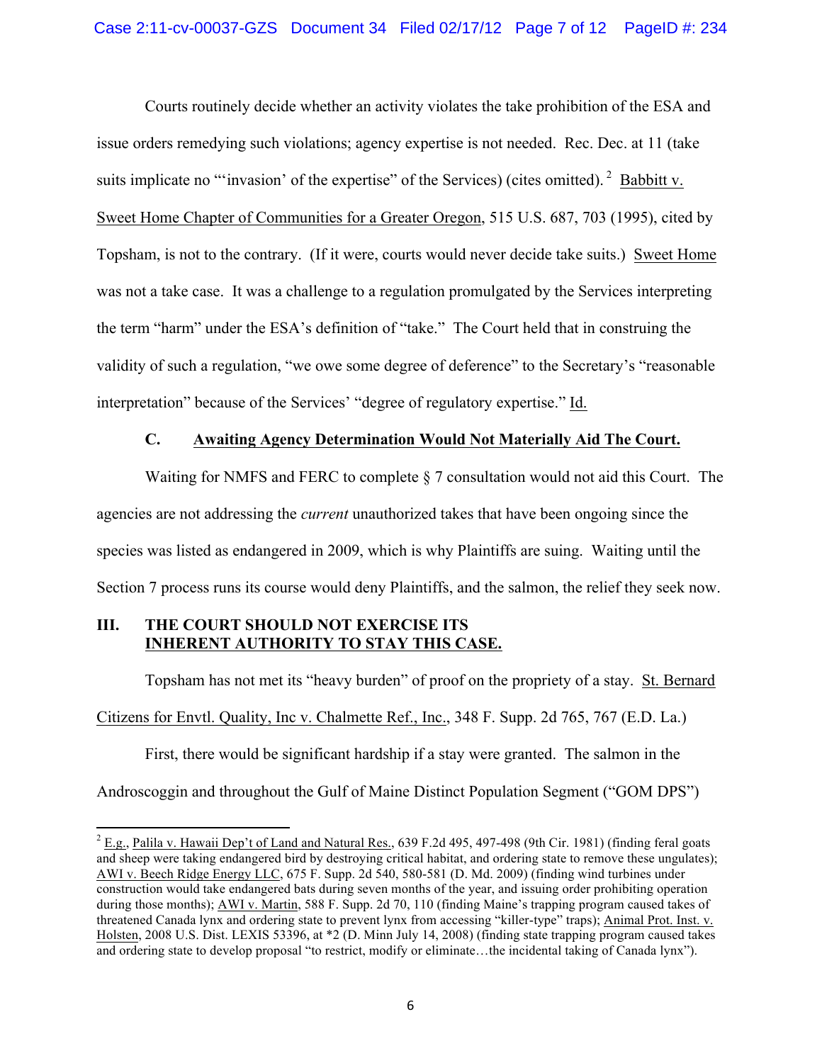Courts routinely decide whether an activity violates the take prohibition of the ESA and issue orders remedying such violations; agency expertise is not needed. Rec. Dec. at 11 (take suits implicate no "'invasion' of the expertise" of the Services) (cites omitted).[2] Babbitt v. Sweet Home Chapter of Communities for a Greater Oregon, 515 U.S. 687, 703 (1995), cited by Topsham, is not to the contrary. (If it were, courts would never decide take suits.) Sweet Home was not a take case. It was a challenge to a regulation promulgated by the Services interpreting the term "harm" under the ESA's definition of "take." The Court held that in construing the validity of such a regulation, "we owe some degree of deference" to the Secretary's "reasonable interpretation" because of the Services' "degree of regulatory expertise." Id.

### C. Awaiting Agency Determination Would Not Materially Aid The Court.

Waiting for NMFS and FERC to complete § 7 consultation would not aid this Court. The agencies are not addressing the *current* unauthorized takes that have been ongoing since the species was listed as endangered in 2009, which is why Plaintiffs are suing. Waiting until the Section 7 process runs its course would deny Plaintiffs, and the salmon, the relief they seek now.

## III. THE COURT SHOULD NOT EXERCISE ITS INHERENT AUTHORITY TO STAY THIS CASE.

Topsham has not met its "heavy burden" of proof on the propriety of a stay. St. Bernard Citizens for Envtl. Quality, Inc v. Chalmette Ref., Inc., 348 F. Supp. 2d 765, 767 (E.D. La.)

First, there would be significant hardship if a stay were granted. The salmon in the Androscoggin and throughout the Gulf of Maine Distinct Population Segment ("GOM DPS")

---

[2] E.g., Palila v. Hawaii Dep't of Land and Natural Res., 639 F.2d 495, 497-498 (9th Cir. 1981) (finding feral goats and sheep were taking endangered bird by destroying critical habitat, and ordering state to remove these ungulates); AWI v. Beech Ridge Energy LLC, 675 F. Supp. 2d 540, 580-581 (D. Md. 2009) (finding wind turbines under construction would take endangered bats during seven months of the year, and issuing order prohibiting operation during those months); AWI v. Martin, 588 F. Supp. 2d 70, 110 (finding Maine's trapping program caused takes of threatened Canada lynx and ordering state to prevent lynx from accessing "killer-type" traps); Animal Prot. Inst. v. Holsten, 2008 U.S. Dist. LEXIS 53396, at *2 (D. Minn July 14, 2008) (finding state trapping program caused takes and ordering state to develop proposal "to restrict, modify or eliminate…the incidental taking of Canada lynx").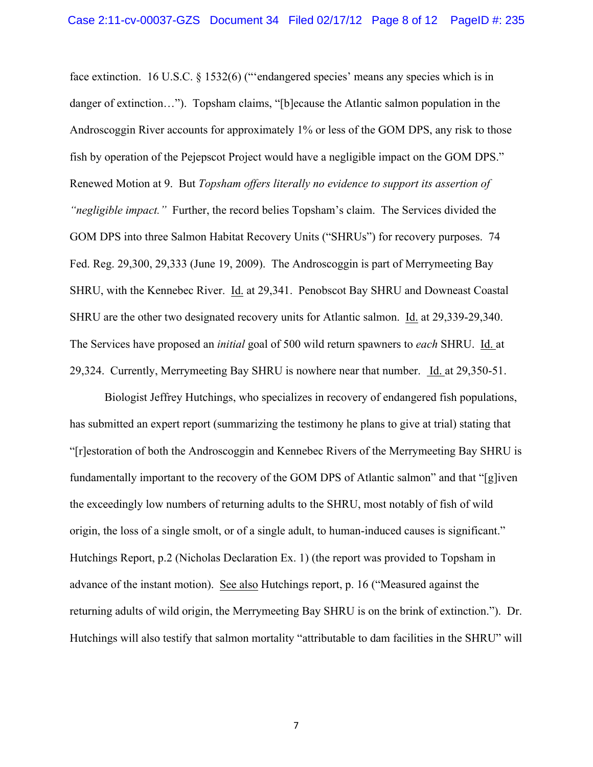face extinction. 16 U.S.C. § 1532(6) ("'endangered species' means any species which is in danger of extinction…"). Topsham claims, "[b]ecause the Atlantic salmon population in the Androscoggin River accounts for approximately 1% or less of the GOM DPS, any risk to those fish by operation of the Pejepscot Project would have a negligible impact on the GOM DPS." Renewed Motion at 9. But *Topsham offers literally no evidence to support its assertion of "negligible impact."* Further, the record belies Topsham's claim. The Services divided the GOM DPS into three Salmon Habitat Recovery Units ("SHRUs") for recovery purposes. 74 Fed. Reg. 29,300, 29,333 (June 19, 2009). The Androscoggin is part of Merrymeeting Bay SHRU, with the Kennebec River. Id. at 29,341. Penobscot Bay SHRU and Downeast Coastal SHRU are the other two designated recovery units for Atlantic salmon. Id. at 29,339-29,340. The Services have proposed an *initial* goal of 500 wild return spawners to *each* SHRU. Id. at 29,324. Currently, Merrymeeting Bay SHRU is nowhere near that number. Id. at 29,350-51.

Biologist Jeffrey Hutchings, who specializes in recovery of endangered fish populations, has submitted an expert report (summarizing the testimony he plans to give at trial) stating that "[r]estoration of both the Androscoggin and Kennebec Rivers of the Merrymeeting Bay SHRU is fundamentally important to the recovery of the GOM DPS of Atlantic salmon" and that "[g]iven the exceedingly low numbers of returning adults to the SHRU, most notably of fish of wild origin, the loss of a single smolt, or of a single adult, to human-induced causes is significant." Hutchings Report, p.2 (Nicholas Declaration Ex. 1) (the report was provided to Topsham in advance of the instant motion). See also Hutchings report, p. 16 ("Measured against the returning adults of wild origin, the Merrymeeting Bay SHRU is on the brink of extinction."). Dr. Hutchings will also testify that salmon mortality "attributable to dam facilities in the SHRU" will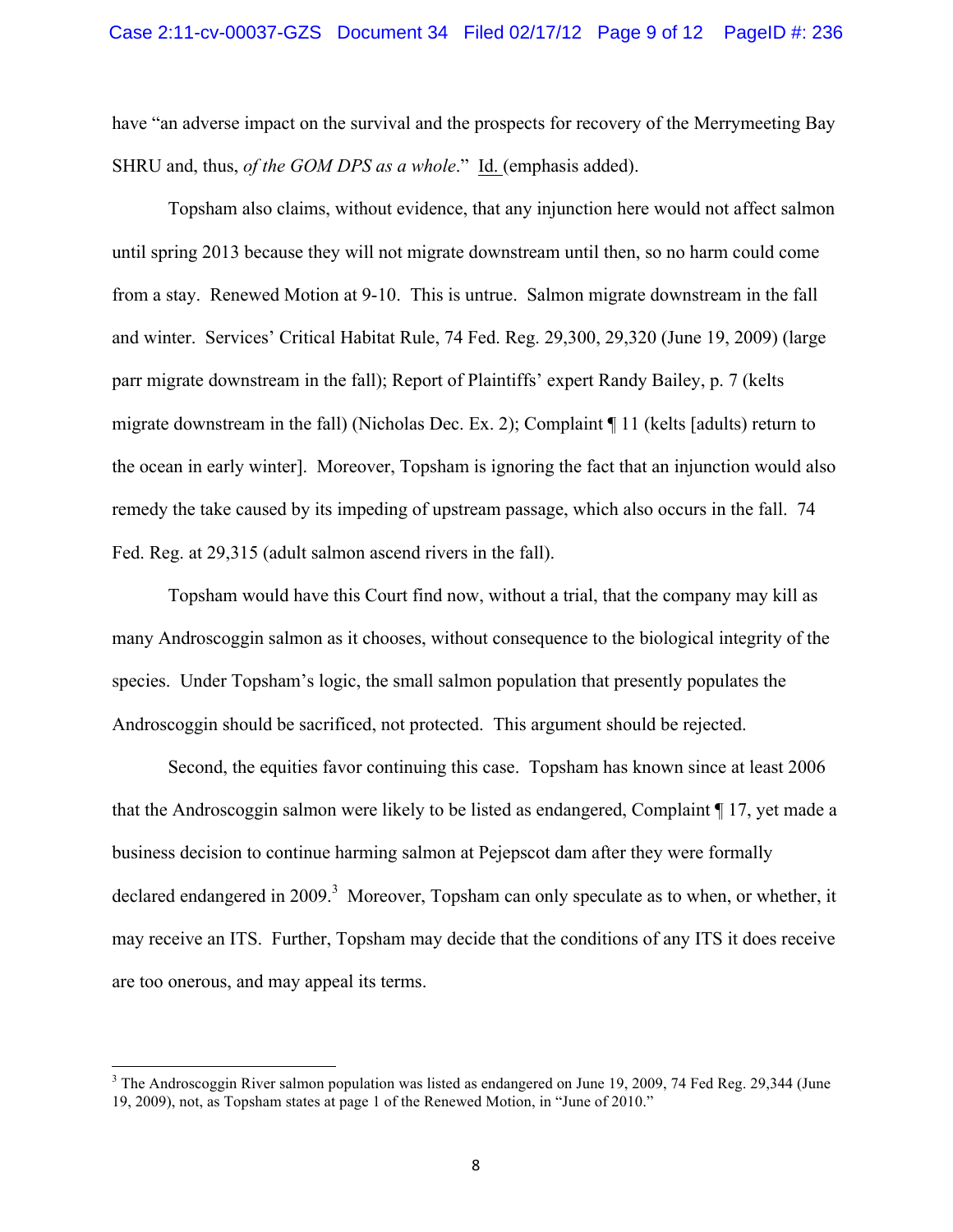have "an adverse impact on the survival and the prospects for recovery of the Merrymeeting Bay SHRU and, thus, *of the GOM DPS as a whole*." Id. (emphasis added).

Topsham also claims, without evidence, that any injunction here would not affect salmon until spring 2013 because they will not migrate downstream until then, so no harm could come from a stay. Renewed Motion at 9-10. This is untrue. Salmon migrate downstream in the fall and winter. Services' Critical Habitat Rule, 74 Fed. Reg. 29,300, 29,320 (June 19, 2009) (large parr migrate downstream in the fall); Report of Plaintiffs' expert Randy Bailey, p. 7 (kelts migrate downstream in the fall) (Nicholas Dec. Ex. 2); Complaint ¶ 11 (kelts [adults) return to the ocean in early winter]. Moreover, Topsham is ignoring the fact that an injunction would also remedy the take caused by its impeding of upstream passage, which also occurs in the fall. 74 Fed. Reg. at 29,315 (adult salmon ascend rivers in the fall).

Topsham would have this Court find now, without a trial, that the company may kill as many Androscoggin salmon as it chooses, without consequence to the biological integrity of the species. Under Topsham's logic, the small salmon population that presently populates the Androscoggin should be sacrificed, not protected. This argument should be rejected.

Second, the equities favor continuing this case. Topsham has known since at least 2006 that the Androscoggin salmon were likely to be listed as endangered, Complaint ¶ 17, yet made a business decision to continue harming salmon at Pejepscot dam after they were formally declared endangered in 2009.[3] Moreover, Topsham can only speculate as to when, or whether, it may receive an ITS. Further, Topsham may decide that the conditions of any ITS it does receive are too onerous, and may appeal its terms.

---

[3] The Androscoggin River salmon population was listed as endangered on June 19, 2009, 74 Fed Reg. 29,344 (June 19, 2009), not, as Topsham states at page 1 of the Renewed Motion, in "June of 2010."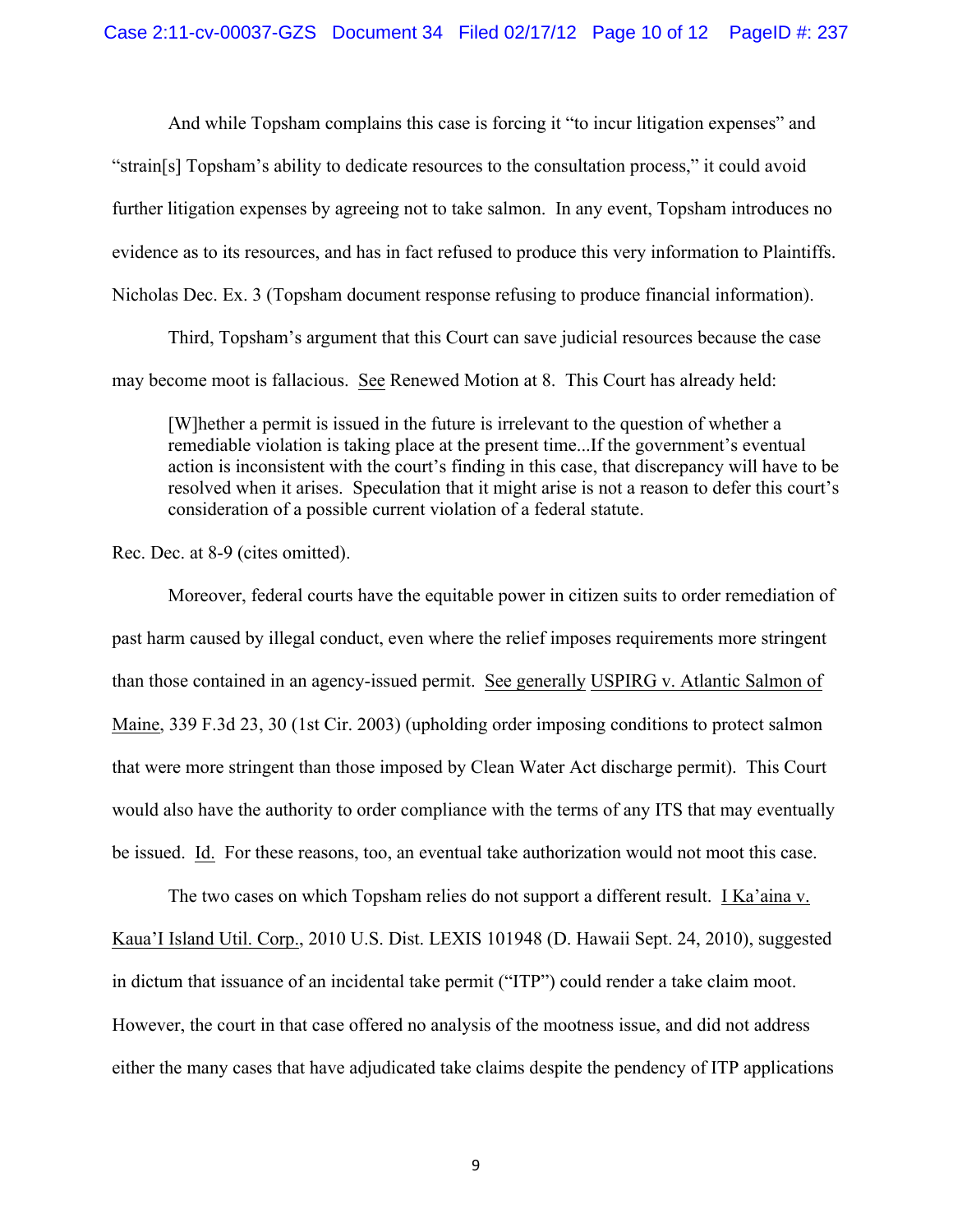And while Topsham complains this case is forcing it "to incur litigation expenses" and "strain[s] Topsham's ability to dedicate resources to the consultation process," it could avoid further litigation expenses by agreeing not to take salmon. In any event, Topsham introduces no evidence as to its resources, and has in fact refused to produce this very information to Plaintiffs. Nicholas Dec. Ex. 3 (Topsham document response refusing to produce financial information).

Third, Topsham's argument that this Court can save judicial resources because the case may become moot is fallacious. See Renewed Motion at 8. This Court has already held:

> [W]hether a permit is issued in the future is irrelevant to the question of whether a remediable violation is taking place at the present time...If the government's eventual action is inconsistent with the court's finding in this case, that discrepancy will have to be resolved when it arises. Speculation that it might arise is not a reason to defer this court's consideration of a possible current violation of a federal statute.

Rec. Dec. at 8-9 (cites omitted).

Moreover, federal courts have the equitable power in citizen suits to order remediation of past harm caused by illegal conduct, even where the relief imposes requirements more stringent than those contained in an agency-issued permit. See generally USPIRG v. Atlantic Salmon of Maine, 339 F.3d 23, 30 (1st Cir. 2003) (upholding order imposing conditions to protect salmon that were more stringent than those imposed by Clean Water Act discharge permit). This Court would also have the authority to order compliance with the terms of any ITS that may eventually be issued. Id. For these reasons, too, an eventual take authorization would not moot this case.

The two cases on which Topsham relies do not support a different result. I Ka'aina v. Kaua'I Island Util. Corp., 2010 U.S. Dist. LEXIS 101948 (D. Hawaii Sept. 24, 2010), suggested in dictum that issuance of an incidental take permit ("ITP") could render a take claim moot. However, the court in that case offered no analysis of the mootness issue, and did not address either the many cases that have adjudicated take claims despite the pendency of ITP applications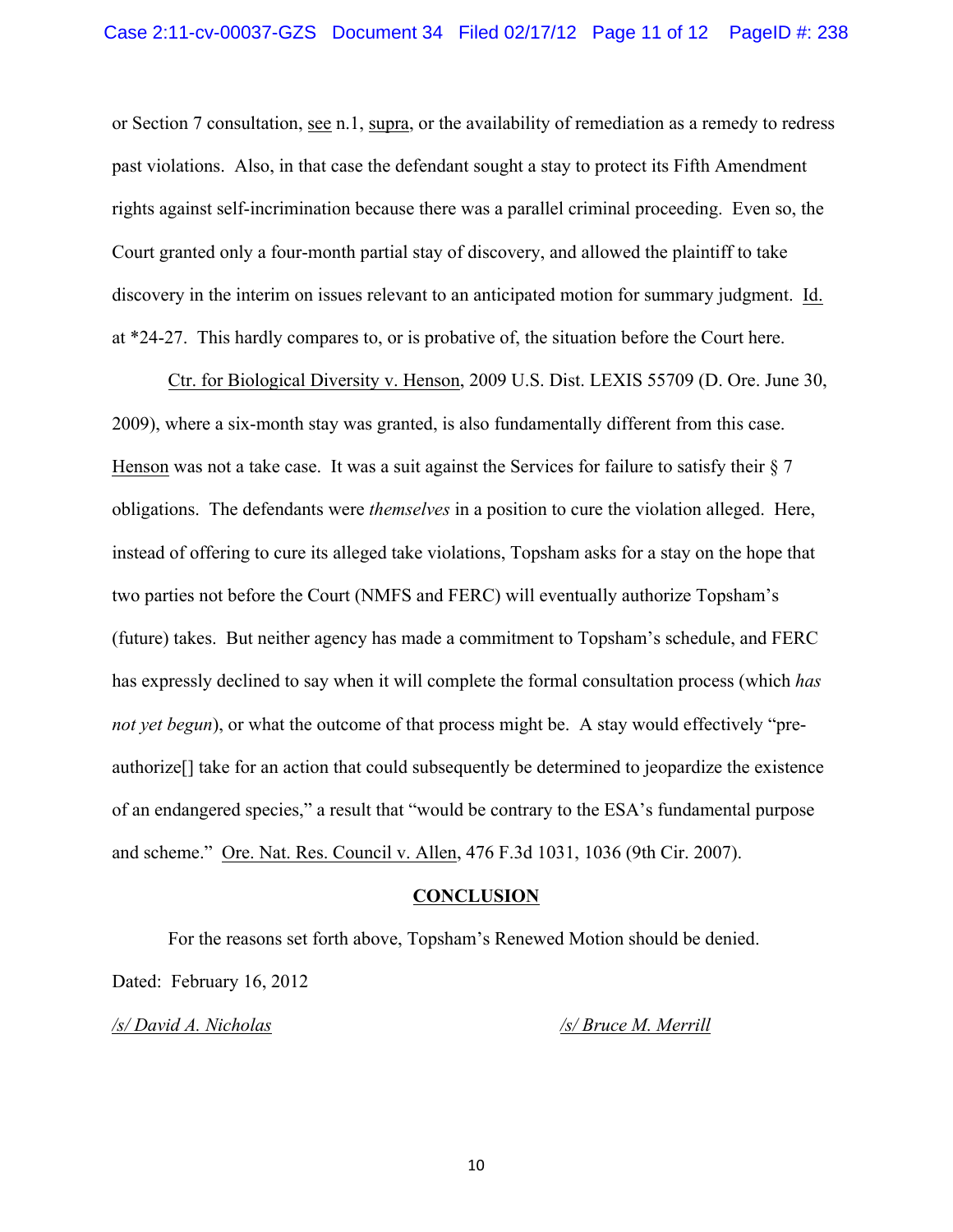or Section 7 consultation, see n.1, supra, or the availability of remediation as a remedy to redress past violations. Also, in that case the defendant sought a stay to protect its Fifth Amendment rights against self-incrimination because there was a parallel criminal proceeding. Even so, the Court granted only a four-month partial stay of discovery, and allowed the plaintiff to take discovery in the interim on issues relevant to an anticipated motion for summary judgment. Id. at *24-27. This hardly compares to, or is probative of, the situation before the Court here.

Ctr. for Biological Diversity v. Henson, 2009 U.S. Dist. LEXIS 55709 (D. Ore. June 30, 2009), where a six-month stay was granted, is also fundamentally different from this case. Henson was not a take case. It was a suit against the Services for failure to satisfy their § 7 obligations. The defendants were *themselves* in a position to cure the violation alleged. Here, instead of offering to cure its alleged take violations, Topsham asks for a stay on the hope that two parties not before the Court (NMFS and FERC) will eventually authorize Topsham's (future) takes. But neither agency has made a commitment to Topsham's schedule, and FERC has expressly declined to say when it will complete the formal consultation process (which *has not yet begun*), or what the outcome of that process might be. A stay would effectively "pre-authorize[] take for an action that could subsequently be determined to jeopardize the existence of an endangered species," a result that "would be contrary to the ESA's fundamental purpose and scheme." Ore. Nat. Res. Council v. Allen, 476 F.3d 1031, 1036 (9th Cir. 2007).

**CONCLUSION**

For the reasons set forth above, Topsham's Renewed Motion should be denied.

Dated: February 16, 2012

*/s/ David A. Nicholas* *(signature)*

*/s/ Bruce M. Merrill* *(signature)*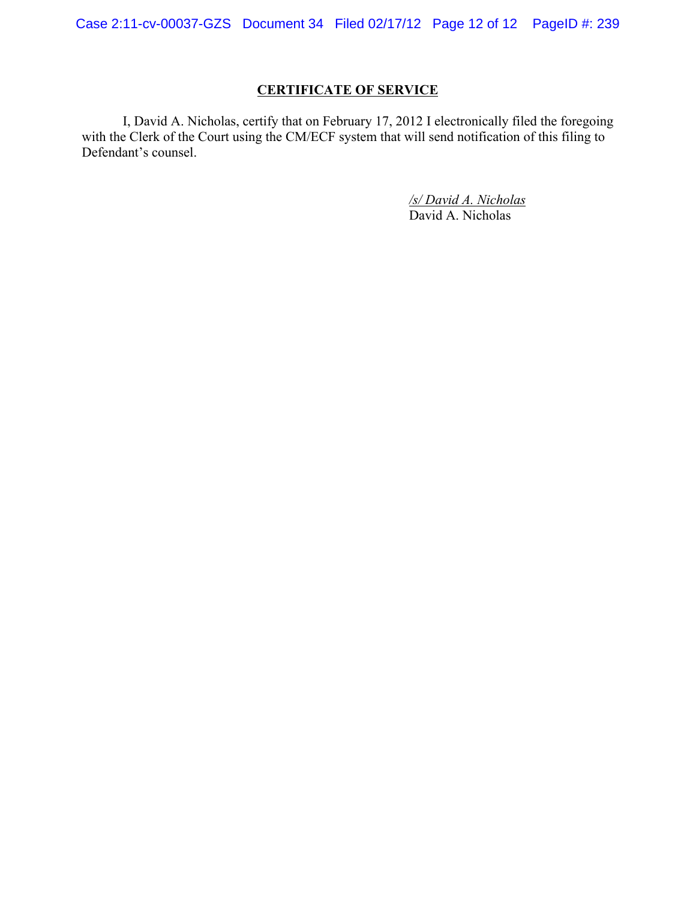## CERTIFICATE OF SERVICE

I, David A. Nicholas, certify that on February 17, 2012 I electronically filed the foregoing with the Clerk of the Court using the CM/ECF system that will send notification of this filing to Defendant's counsel.

*/s/ David A. Nicholas*
David A. Nicholas